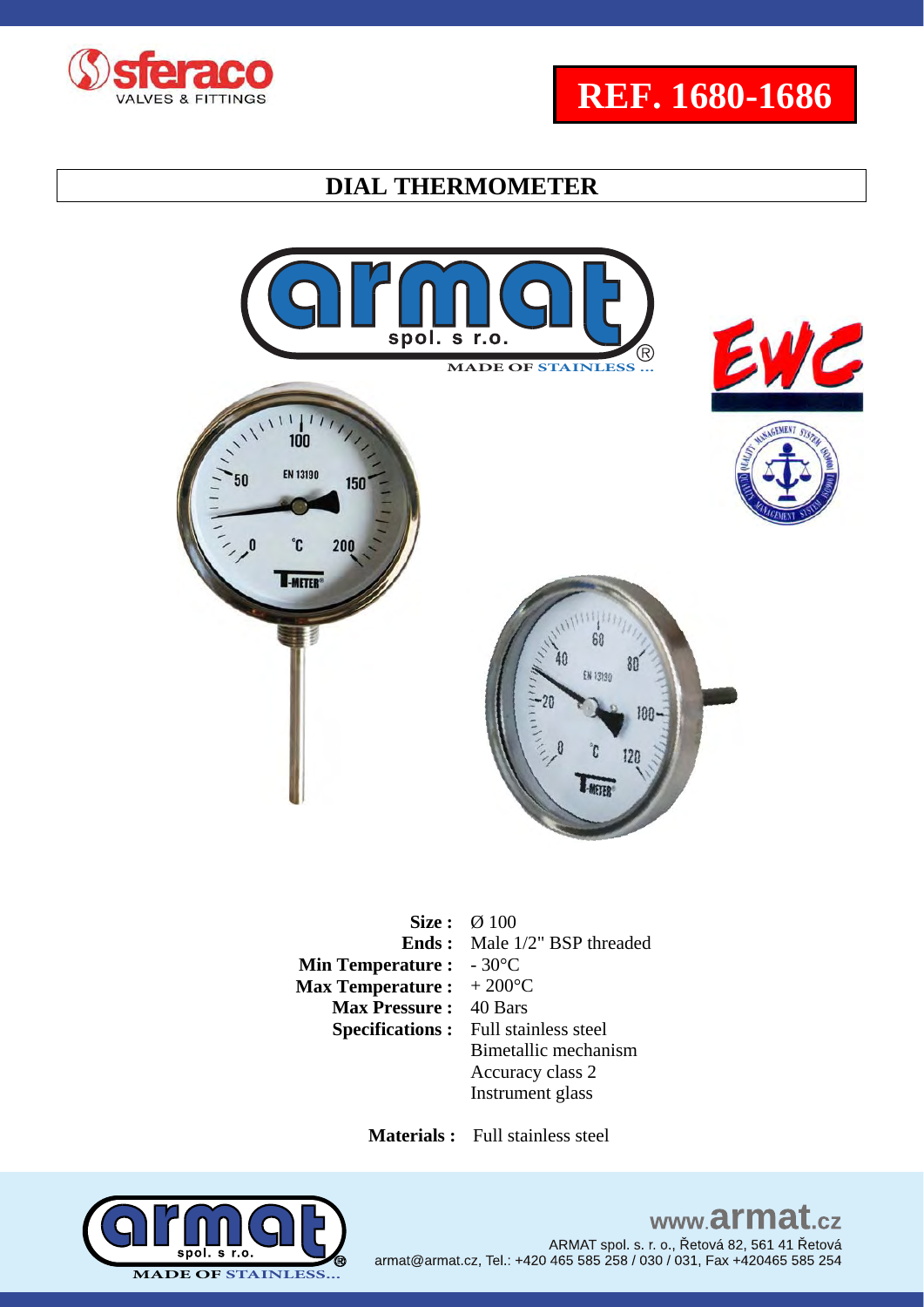# REF. 1680-1686

## DIAL THERMOMETER

| | |
|---|---|
| **Size :** | Ø 100 |
| **Ends :** | Male 1/2" BSP threaded |
| **Min Temperature :** | - 30°C |
| **Max Temperature :** | + 200°C |
| **Max Pressure :** | 40 Bars |
| **Specifications :** | Full stainless steel<br>Bimetallic mechanism<br>Accuracy class 2<br>Instrument glass |

**Materials :** Full stainless steel

www.armat.cz

ARMAT spol. s. r. o., Řetová 82, 561 41 Řetová
armat@armat.cz, Tel.: +420 465 585 258 / 030 / 031, Fax +420465 585 254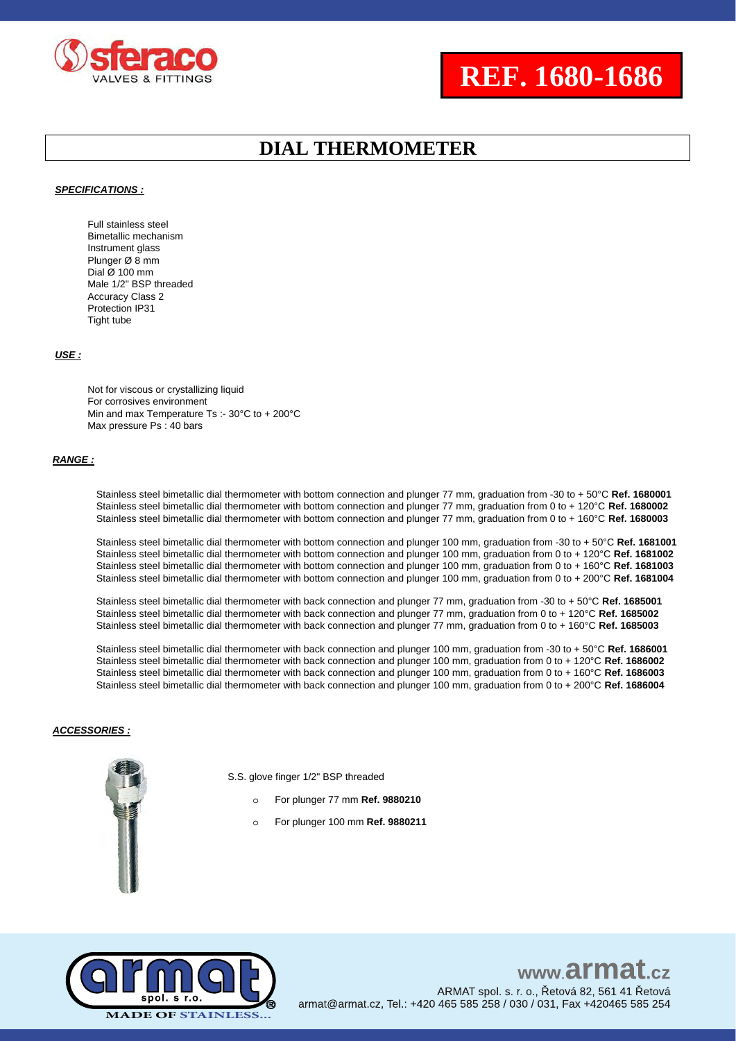# REF. 1680-1686

## DIAL THERMOMETER

***SPECIFICATIONS :***

Full stainless steel
Bimetallic mechanism
Instrument glass
Plunger Ø 8 mm
Dial Ø 100 mm
Male 1/2" BSP threaded
Accuracy Class 2
Protection IP31
Tight tube

***USE :***

Not for viscous or crystallizing liquid
For corrosives environment
Min and max Temperature Ts :- 30°C to + 200°C
Max pressure Ps : 40 bars

***RANGE :***

Stainless steel bimetallic dial thermometer with bottom connection and plunger 77 mm, graduation from -30 to + 50°C **Ref. 1680001**
Stainless steel bimetallic dial thermometer with bottom connection and plunger 77 mm, graduation from 0 to + 120°C **Ref. 1680002**
Stainless steel bimetallic dial thermometer with bottom connection and plunger 77 mm, graduation from 0 to + 160°C **Ref. 1680003**

Stainless steel bimetallic dial thermometer with bottom connection and plunger 100 mm, graduation from -30 to + 50°C **Ref. 1681001**
Stainless steel bimetallic dial thermometer with bottom connection and plunger 100 mm, graduation from 0 to + 120°C **Ref. 1681002**
Stainless steel bimetallic dial thermometer with bottom connection and plunger 100 mm, graduation from 0 to + 160°C **Ref. 1681003**
Stainless steel bimetallic dial thermometer with bottom connection and plunger 100 mm, graduation from 0 to + 200°C **Ref. 1681004**

Stainless steel bimetallic dial thermometer with back connection and plunger 77 mm, graduation from -30 to + 50°C **Ref. 1685001**
Stainless steel bimetallic dial thermometer with back connection and plunger 77 mm, graduation from 0 to + 120°C **Ref. 1685002**
Stainless steel bimetallic dial thermometer with back connection and plunger 77 mm, graduation from 0 to + 160°C **Ref. 1685003**

Stainless steel bimetallic dial thermometer with back connection and plunger 100 mm, graduation from -30 to + 50°C **Ref. 1686001**
Stainless steel bimetallic dial thermometer with back connection and plunger 100 mm, graduation from 0 to + 120°C **Ref. 1686002**
Stainless steel bimetallic dial thermometer with back connection and plunger 100 mm, graduation from 0 to + 160°C **Ref. 1686003**
Stainless steel bimetallic dial thermometer with back connection and plunger 100 mm, graduation from 0 to + 200°C **Ref. 1686004**

***ACCESSORIES :***

S.S. glove finger 1/2" BSP threaded

- For plunger 77 mm **Ref. 9880210**
- For plunger 100 mm **Ref. 9880211**

www.armat.cz
ARMAT spol. s r. o., Řetová 82, 561 41 Řetová
armat@armat.cz, Tel.: +420 465 585 258 / 030 / 031, Fax +420465 585 254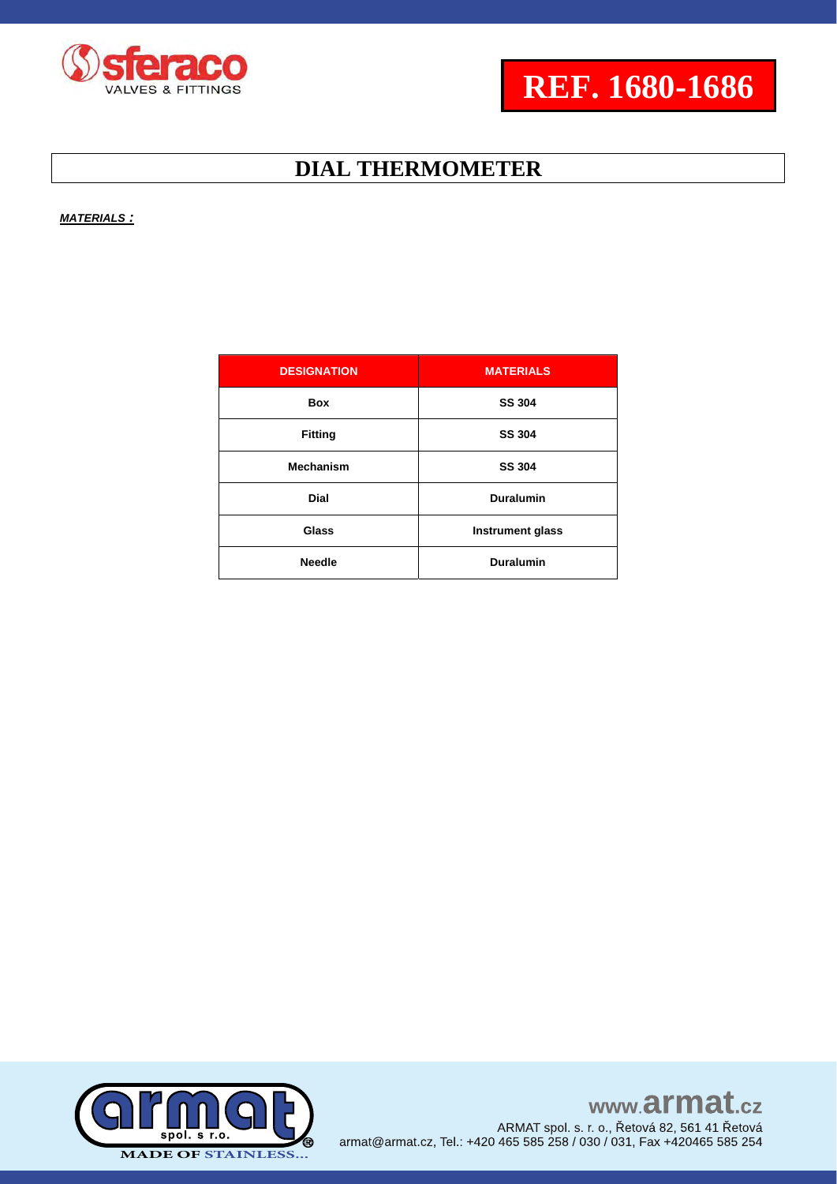# REF. 1680-1686

## DIAL THERMOMETER

***MATERIALS :***

| DESIGNATION | MATERIALS |
|---|---|
| Box | SS 304 |
| Fitting | SS 304 |
| Mechanism | SS 304 |
| Dial | Duralumin |
| Glass | Instrument glass |
| Needle | Duralumin |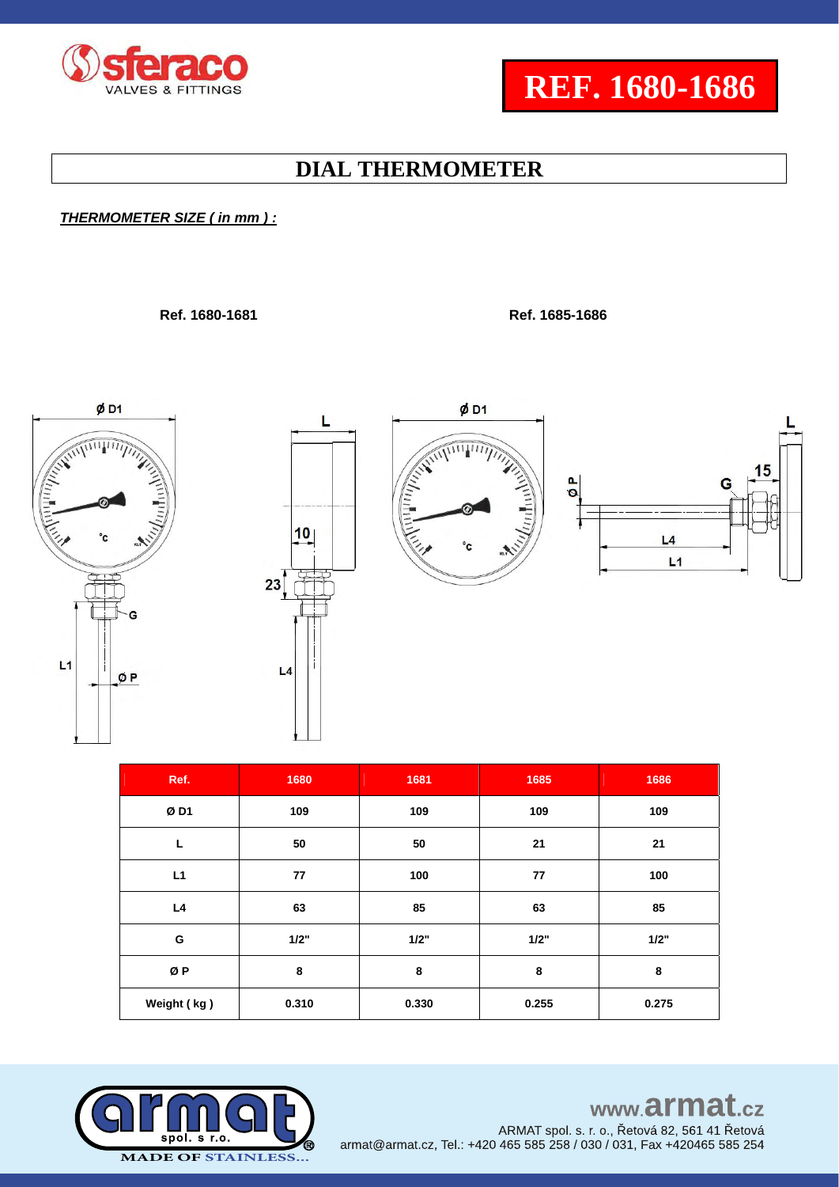**REF. 1680-1686**

# DIAL THERMOMETER

***THERMOMETER SIZE ( in mm ) :***

**Ref. 1680-1681**

**Ref. 1685-1686**

| Ref. | 1680 | 1681 | 1685 | 1686 |
|---|---|---|---|---|
| Ø D1 | 109 | 109 | 109 | 109 |
| L | 50 | 50 | 21 | 21 |
| L1 | 77 | 100 | 77 | 100 |
| L4 | 63 | 85 | 63 | 85 |
| G | 1/2" | 1/2" | 1/2" | 1/2" |
| Ø P | 8 | 8 | 8 | 8 |
| Weight ( kg ) | 0.310 | 0.330 | 0.255 | 0.275 |

www.armat.cz

ARMAT spol. s. r. o., Řetová 82, 561 41 Řetová
armat@armat.cz, Tel.: +420 465 585 258 / 030 / 031, Fax +420465 585 254

MADE OF STAINLESS...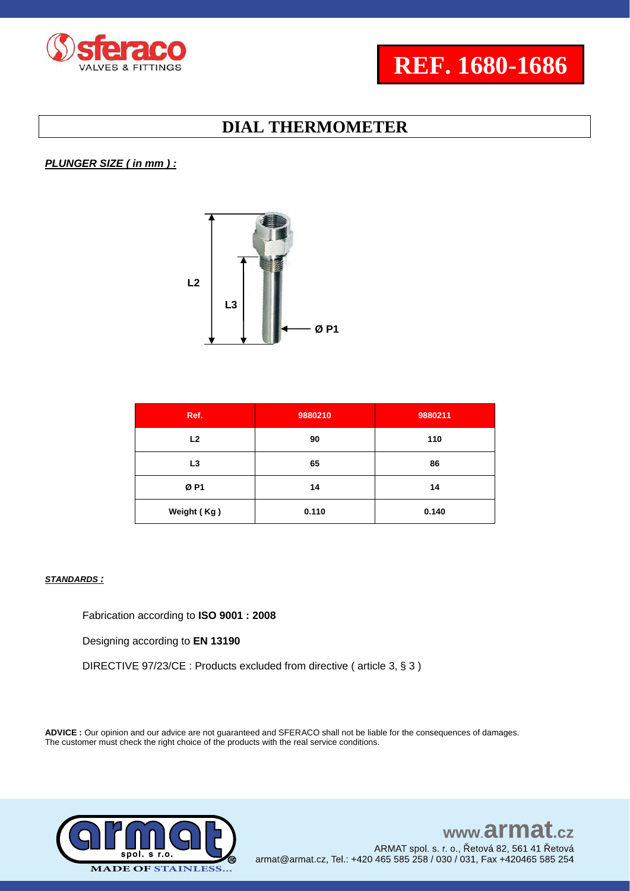# REF. 1680-1686

## DIAL THERMOMETER

***PLUNGER SIZE ( in mm ) :***

L2

L3

Ø P1

| Ref. | 9880210 | 9880211 |
|---|---|---|
| L2 | 90 | 110 |
| L3 | 65 | 86 |
| Ø P1 | 14 | 14 |
| Weight ( Kg ) | 0.110 | 0.140 |

***STANDARDS :***

Fabrication according to **ISO 9001 : 2008**

Designing according to **EN 13190**

DIRECTIVE 97/23/CE : Products excluded from directive ( article 3, § 3 )

**ADVICE :** Our opinion and our advice are not guaranteed and SFERACO shall not be liable for the consequences of damages. The customer must check the right choice of the products with the real service conditions.